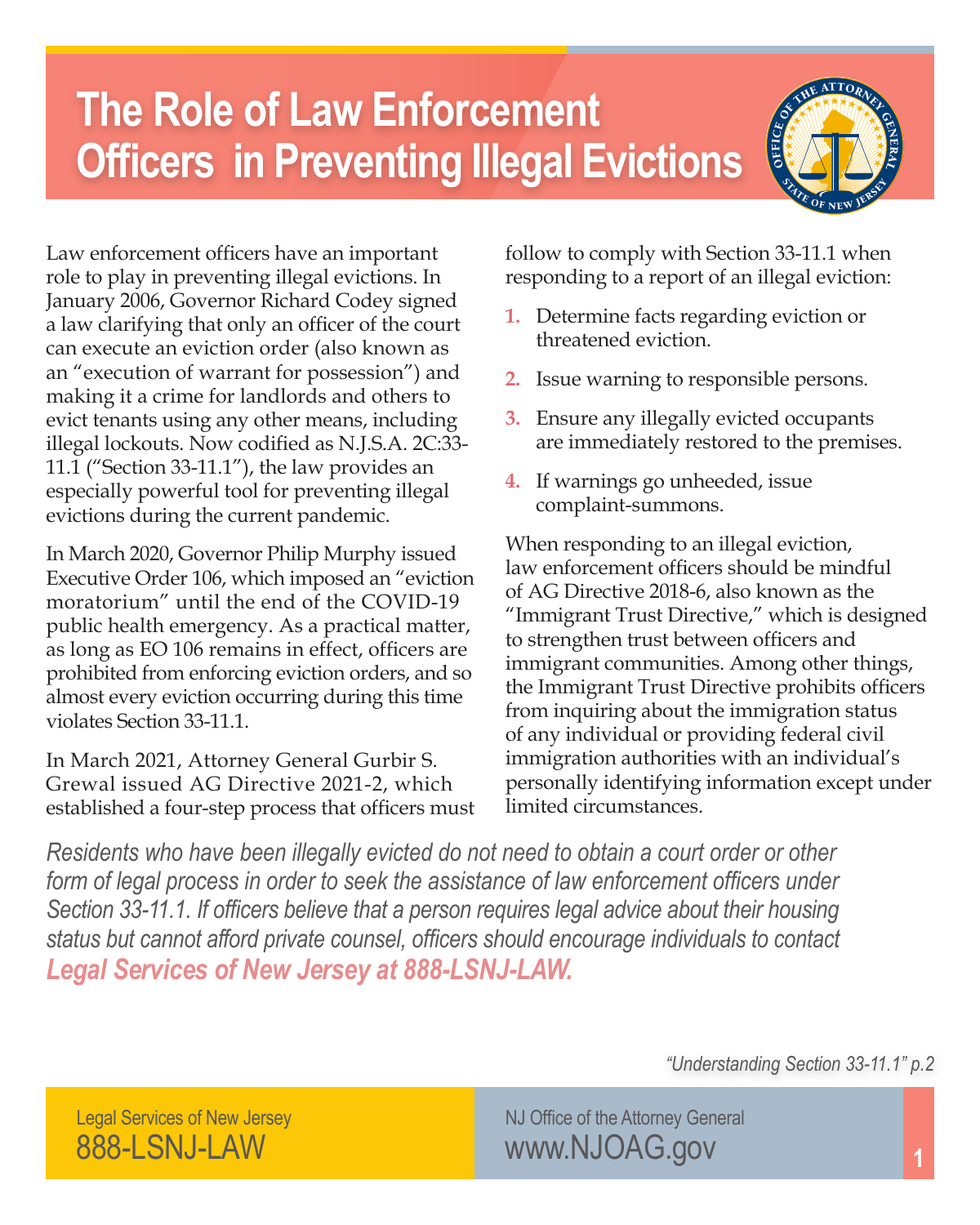# The Role of Law Enforcement Officers in Preventing Illegal Evictions

Law enforcement officers have an important role to play in preventing illegal evictions. In January 2006, Governor Richard Codey signed a law clarifying that only an officer of the court can execute an eviction order (also known as an "execution of warrant for possession") and making it a crime for landlords and others to evict tenants using any other means, including illegal lockouts. Now codified as N.J.S.A. 2C:33-11.1 ("Section 33-11.1"), the law provides an especially powerful tool for preventing illegal evictions during the current pandemic.

In March 2020, Governor Philip Murphy issued Executive Order 106, which imposed an "eviction moratorium" until the end of the COVID-19 public health emergency. As a practical matter, as long as EO 106 remains in effect, officers are prohibited from enforcing eviction orders, and so almost every eviction occurring during this time violates Section 33-11.1.

In March 2021, Attorney General Gurbir S. Grewal issued AG Directive 2021-2, which established a four-step process that officers must follow to comply with Section 33-11.1 when responding to a report of an illegal eviction:

1. Determine facts regarding eviction or threatened eviction.
2. Issue warning to responsible persons.
3. Ensure any illegally evicted occupants are immediately restored to the premises.
4. If warnings go unheeded, issue complaint-summons.

When responding to an illegal eviction, law enforcement officers should be mindful of AG Directive 2018-6, also known as the "Immigrant Trust Directive," which is designed to strengthen trust between officers and immigrant communities. Among other things, the Immigrant Trust Directive prohibits officers from inquiring about the immigration status of any individual or providing federal civil immigration authorities with an individual's personally identifying information except under limited circumstances.

*Residents who have been illegally evicted do not need to obtain a court order or other form of legal process in order to seek the assistance of law enforcement officers under Section 33-11.1. If officers believe that a person requires legal advice about their housing status but cannot afford private counsel, officers should encourage individuals to contact* ***Legal Services of New Jersey at 888-LSNJ-LAW.***

*"Understanding Section 33-11.1" p.2*

Legal Services of New Jersey
888-LSNJ-LAW

NJ Office of the Attorney General
www.NJOAG.gov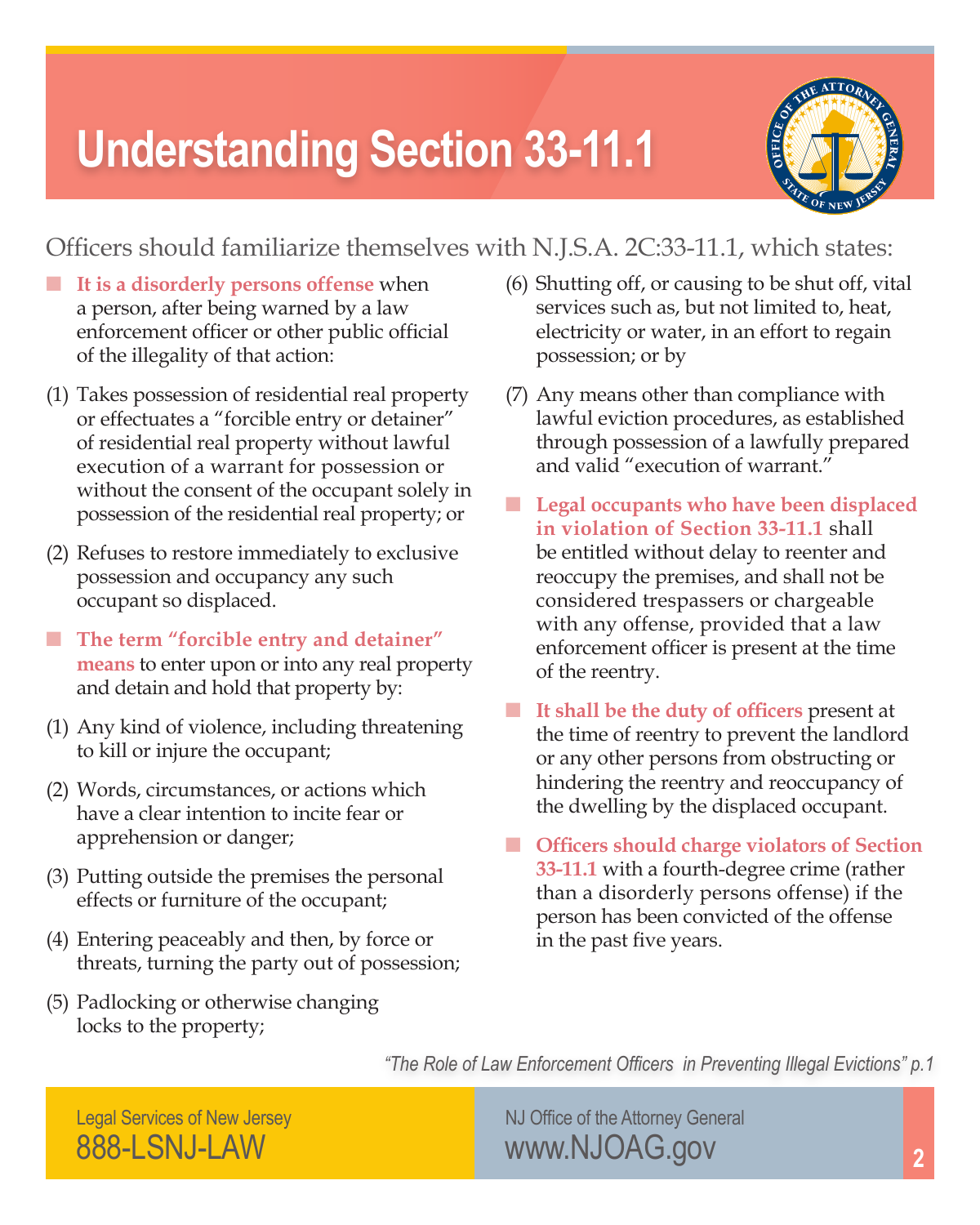# Understanding Section 33-11.1

Officers should familiarize themselves with N.J.S.A. 2C:33-11.1, which states:

- **It is a disorderly persons offense** when a person, after being warned by a law enforcement officer or other public official of the illegality of that action:

(1) Takes possession of residential real property or effectuates a "forcible entry or detainer" of residential real property without lawful execution of a warrant for possession or without the consent of the occupant solely in possession of the residential real property; or

(2) Refuses to restore immediately to exclusive possession and occupancy any such occupant so displaced.

- **The term "forcible entry and detainer" means** to enter upon or into any real property and detain and hold that property by:

(1) Any kind of violence, including threatening to kill or injure the occupant;

(2) Words, circumstances, or actions which have a clear intention to incite fear or apprehension or danger;

(3) Putting outside the premises the personal effects or furniture of the occupant;

(4) Entering peaceably and then, by force or threats, turning the party out of possession;

(5) Padlocking or otherwise changing locks to the property;

(6) Shutting off, or causing to be shut off, vital services such as, but not limited to, heat, electricity or water, in an effort to regain possession; or by

(7) Any means other than compliance with lawful eviction procedures, as established through possession of a lawfully prepared and valid "execution of warrant."

- **Legal occupants who have been displaced in violation of Section 33-11.1** shall be entitled without delay to reenter and reoccupy the premises, and shall not be considered trespassers or chargeable with any offense, provided that a law enforcement officer is present at the time of the reentry.

- **It shall be the duty of officers** present at the time of reentry to prevent the landlord or any other persons from obstructing or hindering the reentry and reoccupancy of the dwelling by the displaced occupant.

- **Officers should charge violators of Section 33-11.1** with a fourth-degree crime (rather than a disorderly persons offense) if the person has been convicted of the offense in the past five years.

*"The Role of Law Enforcement Officers in Preventing Illegal Evictions" p.1*

Legal Services of New Jersey
888-LSNJ-LAW

NJ Office of the Attorney General
www.NJOAG.gov